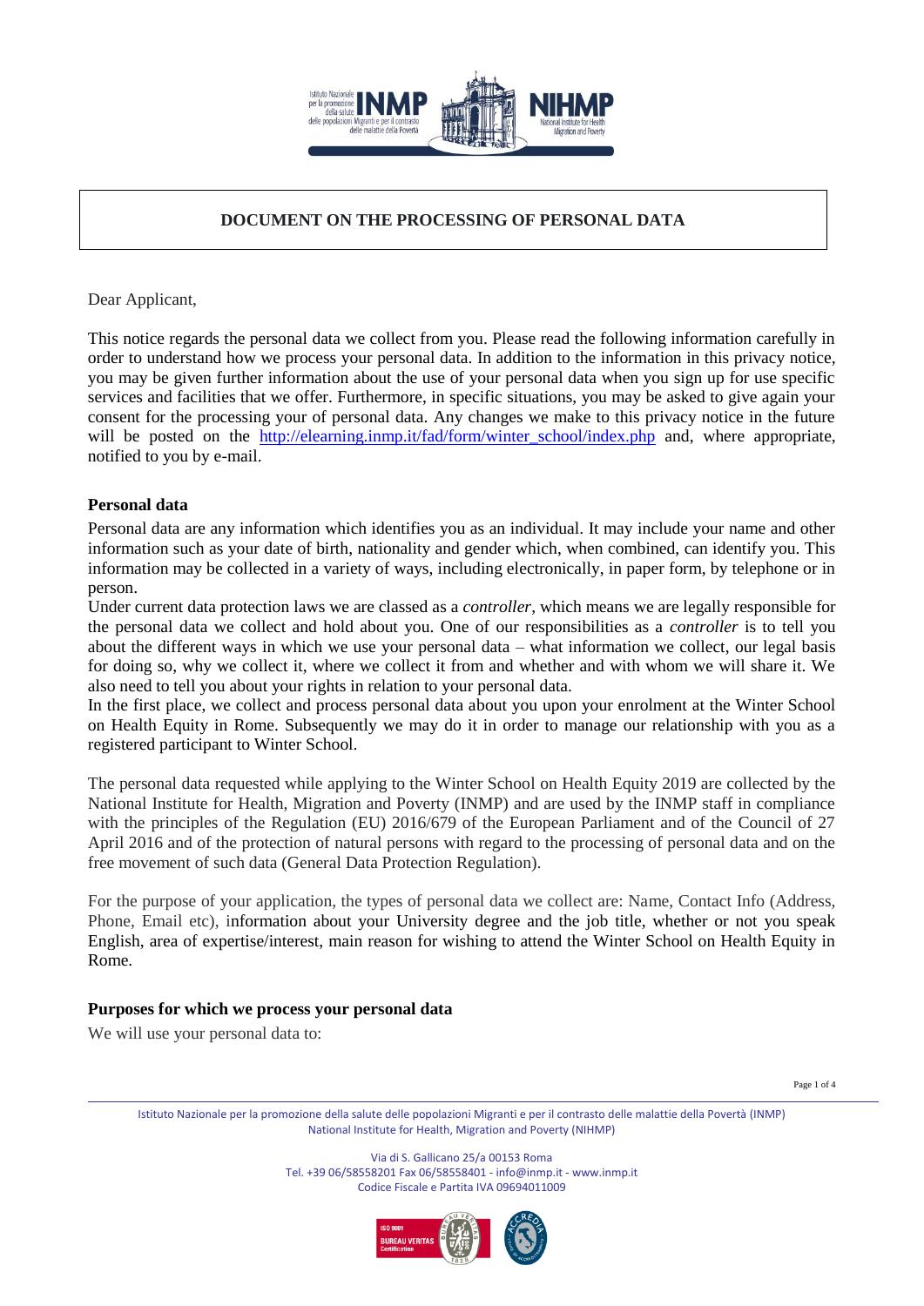# DOCUMENT ON THE PROCESSING OF PERSONAL DATA

Dear Applicant,

This notice regards the personal data we collect from you. Please read the following information carefully in order to understand how we process your personal data. In addition to the information in this privacy notice, you may be given further information about the use of your personal data when you sign up for use specific services and facilities that we offer. Furthermore, in specific situations, you may be asked to give again your consent for the processing your of personal data. Any changes we make to this privacy notice in the future will be posted on the [http://elearning.inmp.it/fad/form/winter_school/index.php](http://elearning.inmp.it/fad/form/winter_school/index.php) and, where appropriate, notified to you by e-mail.

## Personal data

Personal data are any information which identifies you as an individual. It may include your name and other information such as your date of birth, nationality and gender which, when combined, can identify you. This information may be collected in a variety of ways, including electronically, in paper form, by telephone or in person.

Under current data protection laws we are classed as a *controller*, which means we are legally responsible for the personal data we collect and hold about you. One of our responsibilities as a *controller* is to tell you about the different ways in which we use your personal data – what information we collect, our legal basis for doing so, why we collect it, where we collect it from and whether and with whom we will share it. We also need to tell you about your rights in relation to your personal data.

In the first place, we collect and process personal data about you upon your enrolment at the Winter School on Health Equity in Rome. Subsequently we may do it in order to manage our relationship with you as a registered participant to Winter School.

The personal data requested while applying to the Winter School on Health Equity 2019 are collected by the National Institute for Health, Migration and Poverty (INMP) and are used by the INMP staff in compliance with the principles of the Regulation (EU) 2016/679 of the European Parliament and of the Council of 27 April 2016 and of the protection of natural persons with regard to the processing of personal data and on the free movement of such data (General Data Protection Regulation).

For the purpose of your application, the types of personal data we collect are: Name, Contact Info (Address, Phone, Email etc), information about your University degree and the job title, whether or not you speak English, area of expertise/interest, main reason for wishing to attend the Winter School on Health Equity in Rome.

## Purposes for which we process your personal data

We will use your personal data to: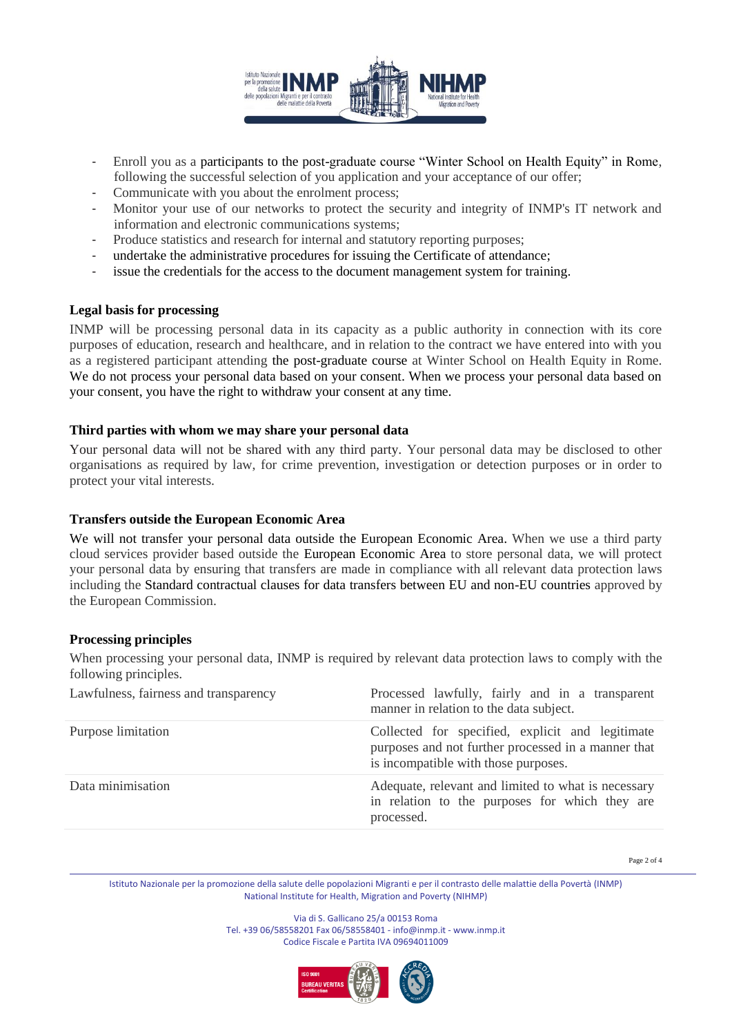- Enroll you as a participants to the post-graduate course "Winter School on Health Equity" in Rome, following the successful selection of you application and your acceptance of our offer;
- Communicate with you about the enrolment process;
- Monitor your use of our networks to protect the security and integrity of INMP's IT network and information and electronic communications systems;
- Produce statistics and research for internal and statutory reporting purposes;
- undertake the administrative procedures for issuing the Certificate of attendance;
- issue the credentials for the access to the document management system for training.

**Legal basis for processing**

INMP will be processing personal data in its capacity as a public authority in connection with its core purposes of education, research and healthcare, and in relation to the contract we have entered into with you as a registered participant attending the post-graduate course at Winter School on Health Equity in Rome. We do not process your personal data based on your consent. When we process your personal data based on your consent, you have the right to withdraw your consent at any time.

**Third parties with whom we may share your personal data**

Your personal data will not be shared with any third party. Your personal data may be disclosed to other organisations as required by law, for crime prevention, investigation or detection purposes or in order to protect your vital interests.

**Transfers outside the European Economic Area**

We will not transfer your personal data outside the European Economic Area. When we use a third party cloud services provider based outside the European Economic Area to store personal data, we will protect your personal data by ensuring that transfers are made in compliance with all relevant data protection laws including the Standard contractual clauses for data transfers between EU and non-EU countries approved by the European Commission.

**Processing principles**

When processing your personal data, INMP is required by relevant data protection laws to comply with the following principles.

| | |
|---|---|
| Lawfulness, fairness and transparency | Processed lawfully, fairly and in a transparent manner in relation to the data subject. |
| Purpose limitation | Collected for specified, explicit and legitimate purposes and not further processed in a manner that is incompatible with those purposes. |
| Data minimisation | Adequate, relevant and limited to what is necessary in relation to the purposes for which they are processed. |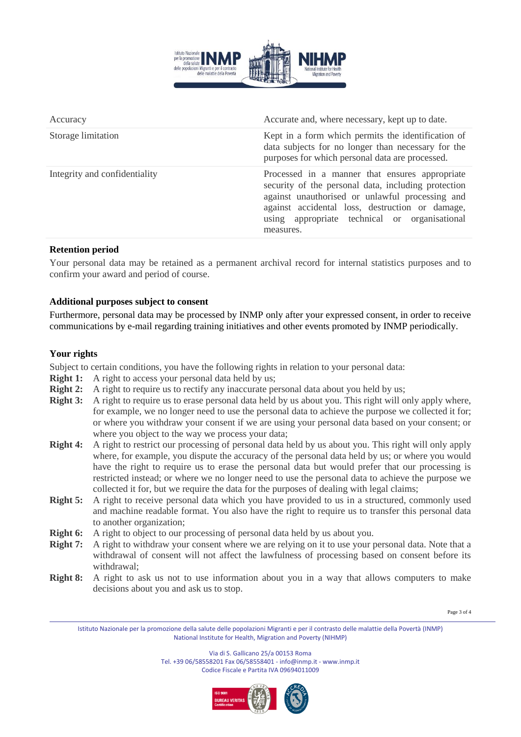| | |
|---|---|
| Accuracy | Accurate and, where necessary, kept up to date. |
| Storage limitation | Kept in a form which permits the identification of data subjects for no longer than necessary for the purposes for which personal data are processed. |
| Integrity and confidentiality | Processed in a manner that ensures appropriate security of the personal data, including protection against unauthorised or unlawful processing and against accidental loss, destruction or damage, using appropriate technical or organisational measures. |

**Retention period**

Your personal data may be retained as a permanent archival record for internal statistics purposes and to confirm your award and period of course.

**Additional purposes subject to consent**

Furthermore, personal data may be processed by INMP only after your expressed consent, in order to receive communications by e-mail regarding training initiatives and other events promoted by INMP periodically.

**Your rights**

Subject to certain conditions, you have the following rights in relation to your personal data:

**Right 1:** A right to access your personal data held by us;

**Right 2:** A right to require us to rectify any inaccurate personal data about you held by us;

**Right 3:** A right to require us to erase personal data held by us about you. This right will only apply where, for example, we no longer need to use the personal data to achieve the purpose we collected it for; or where you withdraw your consent if we are using your personal data based on your consent; or where you object to the way we process your data;

**Right 4:** A right to restrict our processing of personal data held by us about you. This right will only apply where, for example, you dispute the accuracy of the personal data held by us; or where you would have the right to require us to erase the personal data but would prefer that our processing is restricted instead; or where we no longer need to use the personal data to achieve the purpose we collected it for, but we require the data for the purposes of dealing with legal claims;

**Right 5:** A right to receive personal data which you have provided to us in a structured, commonly used and machine readable format. You also have the right to require us to transfer this personal data to another organization;

**Right 6:** A right to object to our processing of personal data held by us about you.

**Right 7:** A right to withdraw your consent where we are relying on it to use your personal data. Note that a withdrawal of consent will not affect the lawfulness of processing based on consent before its withdrawal;

**Right 8:** A right to ask us not to use information about you in a way that allows computers to make decisions about you and ask us to stop.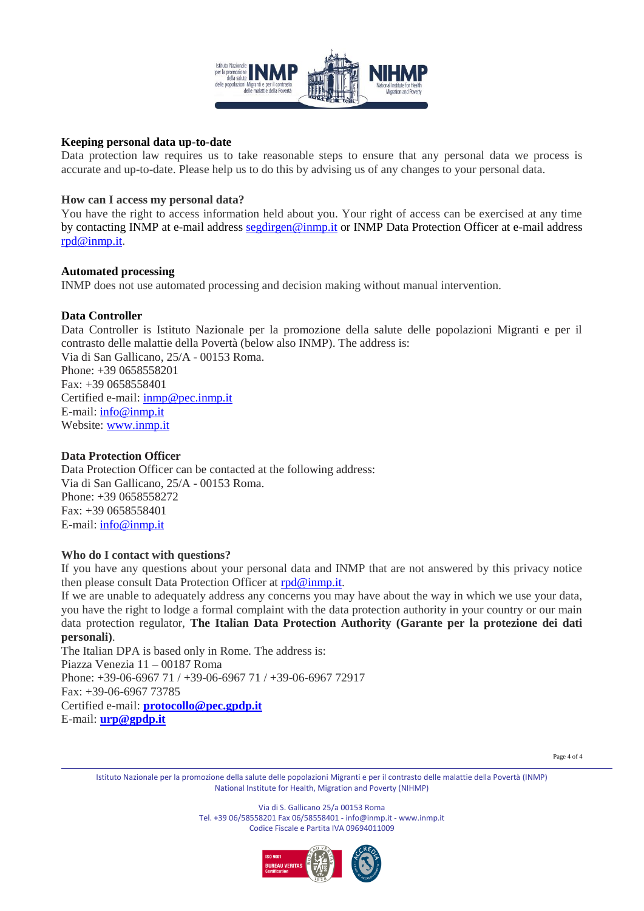**Keeping personal data up-to-date**

Data protection law requires us to take reasonable steps to ensure that any personal data we process is accurate and up-to-date. Please help us to do this by advising us of any changes to your personal data.

**How can I access my personal data?**

You have the right to access information held about you. Your right of access can be exercised at any time by contacting INMP at e-mail address segdirgen@inmp.it or INMP Data Protection Officer at e-mail address rpd@inmp.it.

**Automated processing**

INMP does not use automated processing and decision making without manual intervention.

**Data Controller**

Data Controller is Istituto Nazionale per la promozione della salute delle popolazioni Migranti e per il contrasto delle malattie della Povertà (below also INMP). The address is:
Via di San Gallicano, 25/A - 00153 Roma.
Phone: +39 0658558201
Fax: +39 0658558401
Certified e-mail: inmp@pec.inmp.it
E-mail: info@inmp.it
Website: www.inmp.it

**Data Protection Officer**

Data Protection Officer can be contacted at the following address:
Via di San Gallicano, 25/A - 00153 Roma.
Phone: +39 0658558272
Fax: +39 0658558401
E-mail: info@inmp.it

**Who do I contact with questions?**

If you have any questions about your personal data and INMP that are not answered by this privacy notice then please consult Data Protection Officer at rpd@inmp.it.

If we are unable to adequately address any concerns you may have about the way in which we use your data, you have the right to lodge a formal complaint with the data protection authority in your country or our main data protection regulator, **The Italian Data Protection Authority (Garante per la protezione dei dati personali)**.

The Italian DPA is based only in Rome. The address is:
Piazza Venezia 11 – 00187 Roma
Phone: +39-06-6967 71 / +39-06-6967 71 / +39-06-6967 72917
Fax: +39-06-6967 73785
Certified e-mail: **protocollo@pec.gpdp.it**
E-mail: **urp@gpdp.it**

Istituto Nazionale per la promozione della salute delle popolazioni Migranti e per il contrasto delle malattie della Povertà (INMP)
National Institute for Health, Migration and Poverty (NIHMP)

Via di S. Gallicano 25/a 00153 Roma
Tel. +39 06/58558201 Fax 06/58558401 - info@inmp.it - www.inmp.it
Codice Fiscale e Partita IVA 09694011009